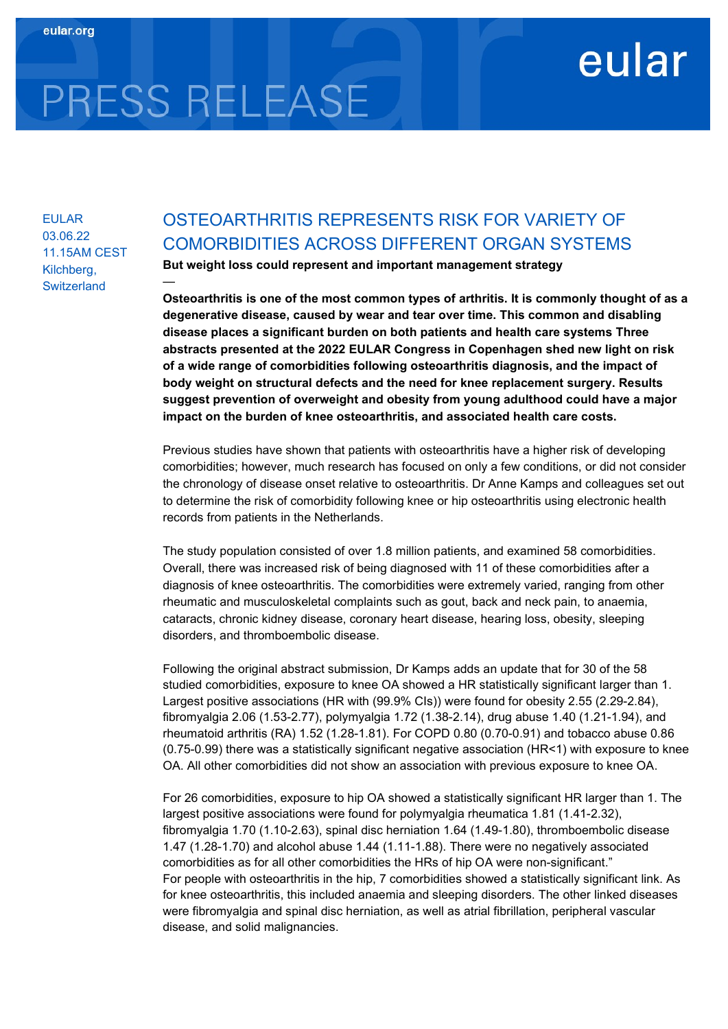# PRESS RELEASE

eular

EULAR
03.06.22
11.15AM CEST
Kilchberg, Switzerland

## OSTEOARTHRITIS REPRESENTS RISK FOR VARIETY OF COMORBIDITIES ACROSS DIFFERENT ORGAN SYSTEMS

**But weight loss could represent and important management strategy**

—

**Osteoarthritis is one of the most common types of arthritis. It is commonly thought of as a degenerative disease, caused by wear and tear over time. This common and disabling disease places a significant burden on both patients and health care systems Three abstracts presented at the 2022 EULAR Congress in Copenhagen shed new light on risk of a wide range of comorbidities following osteoarthritis diagnosis, and the impact of body weight on structural defects and the need for knee replacement surgery. Results suggest prevention of overweight and obesity from young adulthood could have a major impact on the burden of knee osteoarthritis, and associated health care costs.**

Previous studies have shown that patients with osteoarthritis have a higher risk of developing comorbidities; however, much research has focused on only a few conditions, or did not consider the chronology of disease onset relative to osteoarthritis. Dr Anne Kamps and colleagues set out to determine the risk of comorbidity following knee or hip osteoarthritis using electronic health records from patients in the Netherlands.

The study population consisted of over 1.8 million patients, and examined 58 comorbidities. Overall, there was increased risk of being diagnosed with 11 of these comorbidities after a diagnosis of knee osteoarthritis. The comorbidities were extremely varied, ranging from other rheumatic and musculoskeletal complaints such as gout, back and neck pain, to anaemia, cataracts, chronic kidney disease, coronary heart disease, hearing loss, obesity, sleeping disorders, and thromboembolic disease.

Following the original abstract submission, Dr Kamps adds an update that for 30 of the 58 studied comorbidities, exposure to knee OA showed a HR statistically significant larger than 1. Largest positive associations (HR with (99.9% CIs)) were found for obesity 2.55 (2.29-2.84), fibromyalgia 2.06 (1.53-2.77), polymyalgia 1.72 (1.38-2.14), drug abuse 1.40 (1.21-1.94), and rheumatoid arthritis (RA) 1.52 (1.28-1.81). For COPD 0.80 (0.70-0.91) and tobacco abuse 0.86 (0.75-0.99) there was a statistically significant negative association (HR<1) with exposure to knee OA. All other comorbidities did not show an association with previous exposure to knee OA.

For 26 comorbidities, exposure to hip OA showed a statistically significant HR larger than 1. The largest positive associations were found for polymyalgia rheumatica 1.81 (1.41-2.32), fibromyalgia 1.70 (1.10-2.63), spinal disc herniation 1.64 (1.49-1.80), thromboembolic disease 1.47 (1.28-1.70) and alcohol abuse 1.44 (1.11-1.88). There were no negatively associated comorbidities as for all other comorbidities the HRs of hip OA were non-significant."
For people with osteoarthritis in the hip, 7 comorbidities showed a statistically significant link. As for knee osteoarthritis, this included anaemia and sleeping disorders. The other linked diseases were fibromyalgia and spinal disc herniation, as well as atrial fibrillation, peripheral vascular disease, and solid malignancies.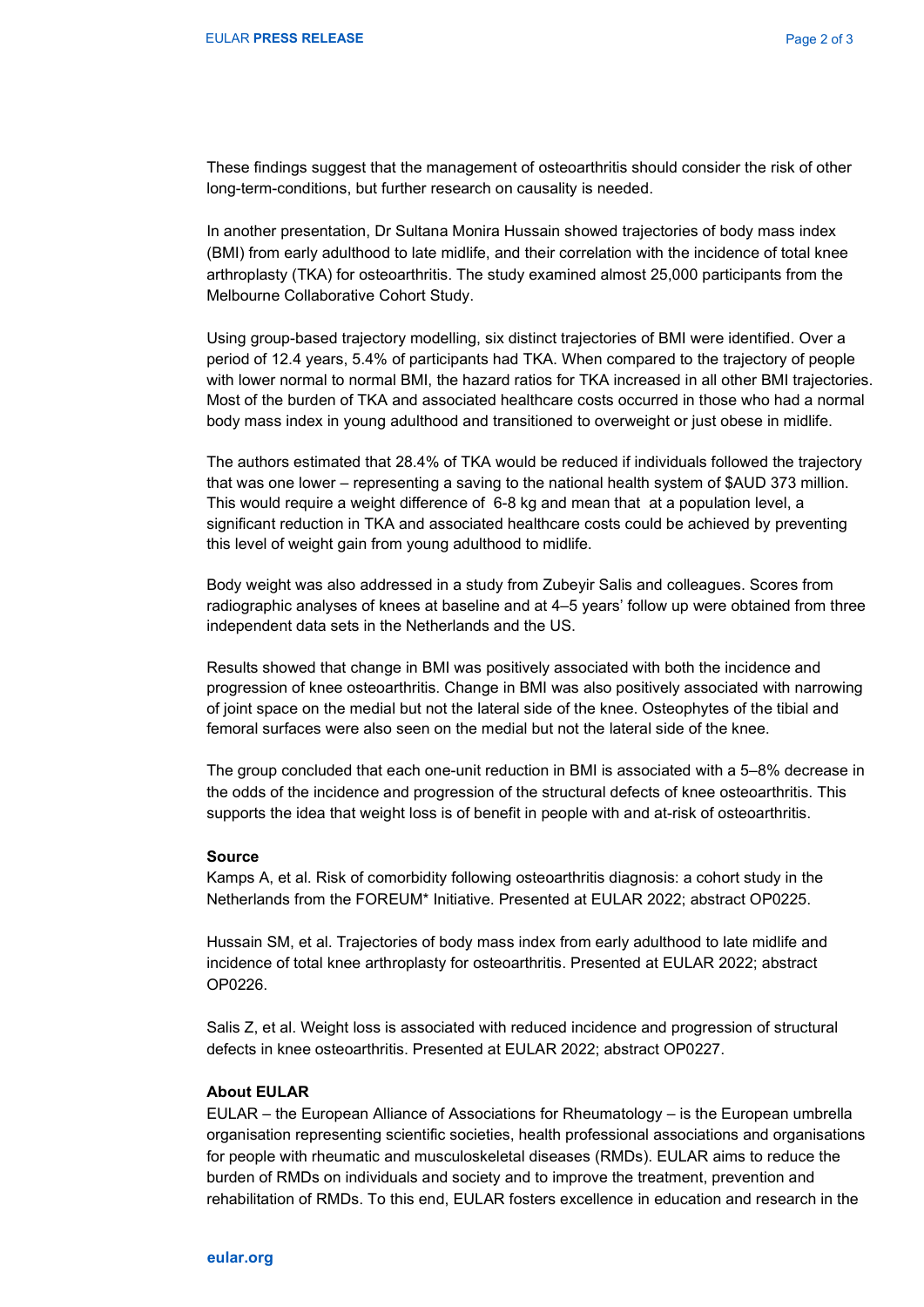These findings suggest that the management of osteoarthritis should consider the risk of other long-term-conditions, but further research on causality is needed.

In another presentation, Dr Sultana Monira Hussain showed trajectories of body mass index (BMI) from early adulthood to late midlife, and their correlation with the incidence of total knee arthroplasty (TKA) for osteoarthritis. The study examined almost 25,000 participants from the Melbourne Collaborative Cohort Study.

Using group-based trajectory modelling, six distinct trajectories of BMI were identified. Over a period of 12.4 years, 5.4% of participants had TKA. When compared to the trajectory of people with lower normal to normal BMI, the hazard ratios for TKA increased in all other BMI trajectories. Most of the burden of TKA and associated healthcare costs occurred in those who had a normal body mass index in young adulthood and transitioned to overweight or just obese in midlife.

The authors estimated that 28.4% of TKA would be reduced if individuals followed the trajectory that was one lower – representing a saving to the national health system of $AUD 373 million. This would require a weight difference of 6-8 kg and mean that at a population level, a significant reduction in TKA and associated healthcare costs could be achieved by preventing this level of weight gain from young adulthood to midlife.

Body weight was also addressed in a study from Zubeyir Salis and colleagues. Scores from radiographic analyses of knees at baseline and at 4–5 years' follow up were obtained from three independent data sets in the Netherlands and the US.

Results showed that change in BMI was positively associated with both the incidence and progression of knee osteoarthritis. Change in BMI was also positively associated with narrowing of joint space on the medial but not the lateral side of the knee. Osteophytes of the tibial and femoral surfaces were also seen on the medial but not the lateral side of the knee.

The group concluded that each one-unit reduction in BMI is associated with a 5–8% decrease in the odds of the incidence and progression of the structural defects of knee osteoarthritis. This supports the idea that weight loss is of benefit in people with and at-risk of osteoarthritis.

**Source**

Kamps A, et al. Risk of comorbidity following osteoarthritis diagnosis: a cohort study in the Netherlands from the FOREUM* Initiative. Presented at EULAR 2022; abstract OP0225.

Hussain SM, et al. Trajectories of body mass index from early adulthood to late midlife and incidence of total knee arthroplasty for osteoarthritis. Presented at EULAR 2022; abstract OP0226.

Salis Z, et al. Weight loss is associated with reduced incidence and progression of structural defects in knee osteoarthritis. Presented at EULAR 2022; abstract OP0227.

**About EULAR**

EULAR – the European Alliance of Associations for Rheumatology – is the European umbrella organisation representing scientific societies, health professional associations and organisations for people with rheumatic and musculoskeletal diseases (RMDs). EULAR aims to reduce the burden of RMDs on individuals and society and to improve the treatment, prevention and rehabilitation of RMDs. To this end, EULAR fosters excellence in education and research in the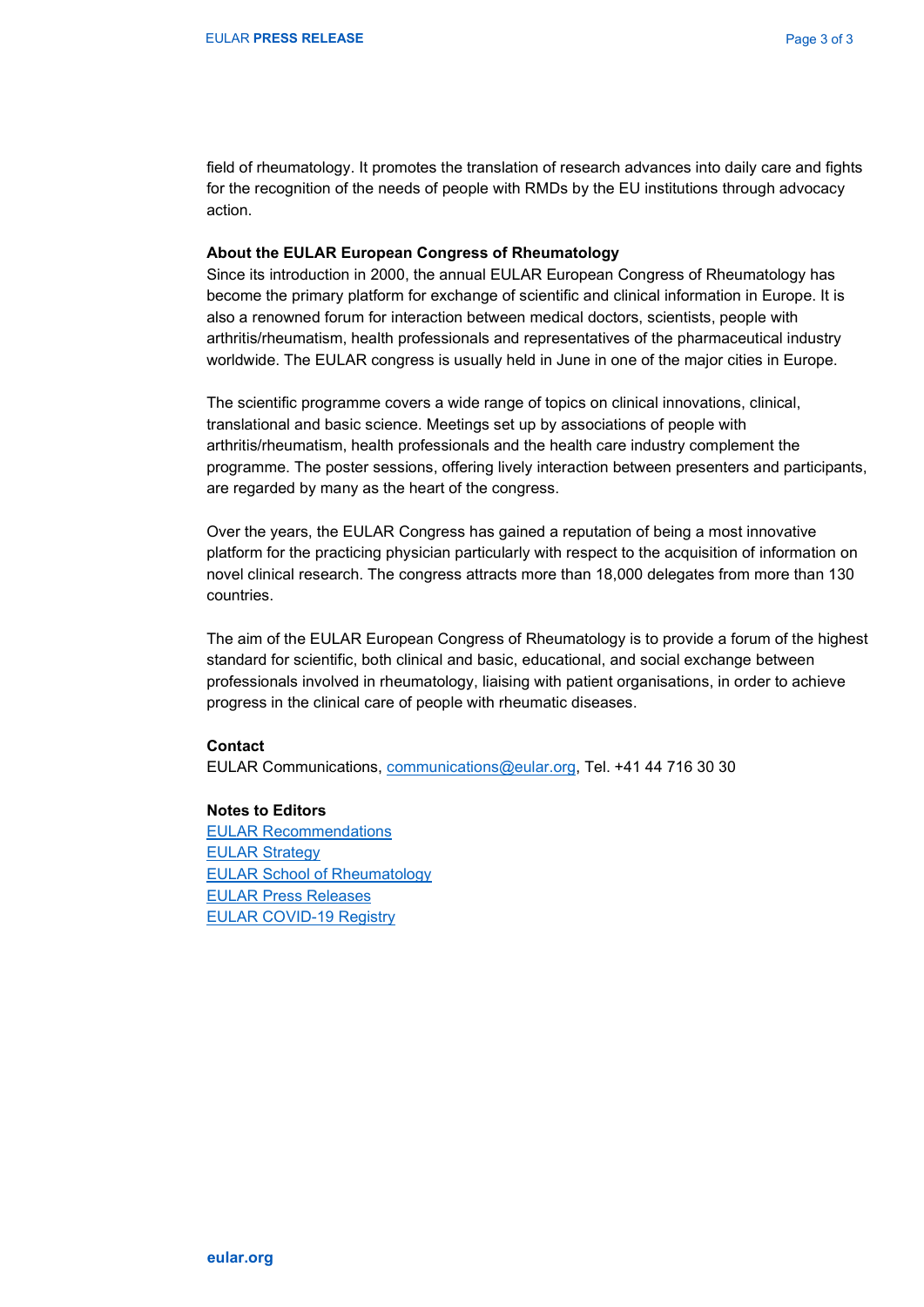field of rheumatology. It promotes the translation of research advances into daily care and fights for the recognition of the needs of people with RMDs by the EU institutions through advocacy action.

**About the EULAR European Congress of Rheumatology**
Since its introduction in 2000, the annual EULAR European Congress of Rheumatology has become the primary platform for exchange of scientific and clinical information in Europe. It is also a renowned forum for interaction between medical doctors, scientists, people with arthritis/rheumatism, health professionals and representatives of the pharmaceutical industry worldwide. The EULAR congress is usually held in June in one of the major cities in Europe.

The scientific programme covers a wide range of topics on clinical innovations, clinical, translational and basic science. Meetings set up by associations of people with arthritis/rheumatism, health professionals and the health care industry complement the programme. The poster sessions, offering lively interaction between presenters and participants, are regarded by many as the heart of the congress.

Over the years, the EULAR Congress has gained a reputation of being a most innovative platform for the practicing physician particularly with respect to the acquisition of information on novel clinical research. The congress attracts more than 18,000 delegates from more than 130 countries.

The aim of the EULAR European Congress of Rheumatology is to provide a forum of the highest standard for scientific, both clinical and basic, educational, and social exchange between professionals involved in rheumatology, liaising with patient organisations, in order to achieve progress in the clinical care of people with rheumatic diseases.

**Contact**
EULAR Communications, communications@eular.org, Tel. +41 44 716 30 30

**Notes to Editors**
EULAR Recommendations
EULAR Strategy
EULAR School of Rheumatology
EULAR Press Releases
EULAR COVID-19 Registry